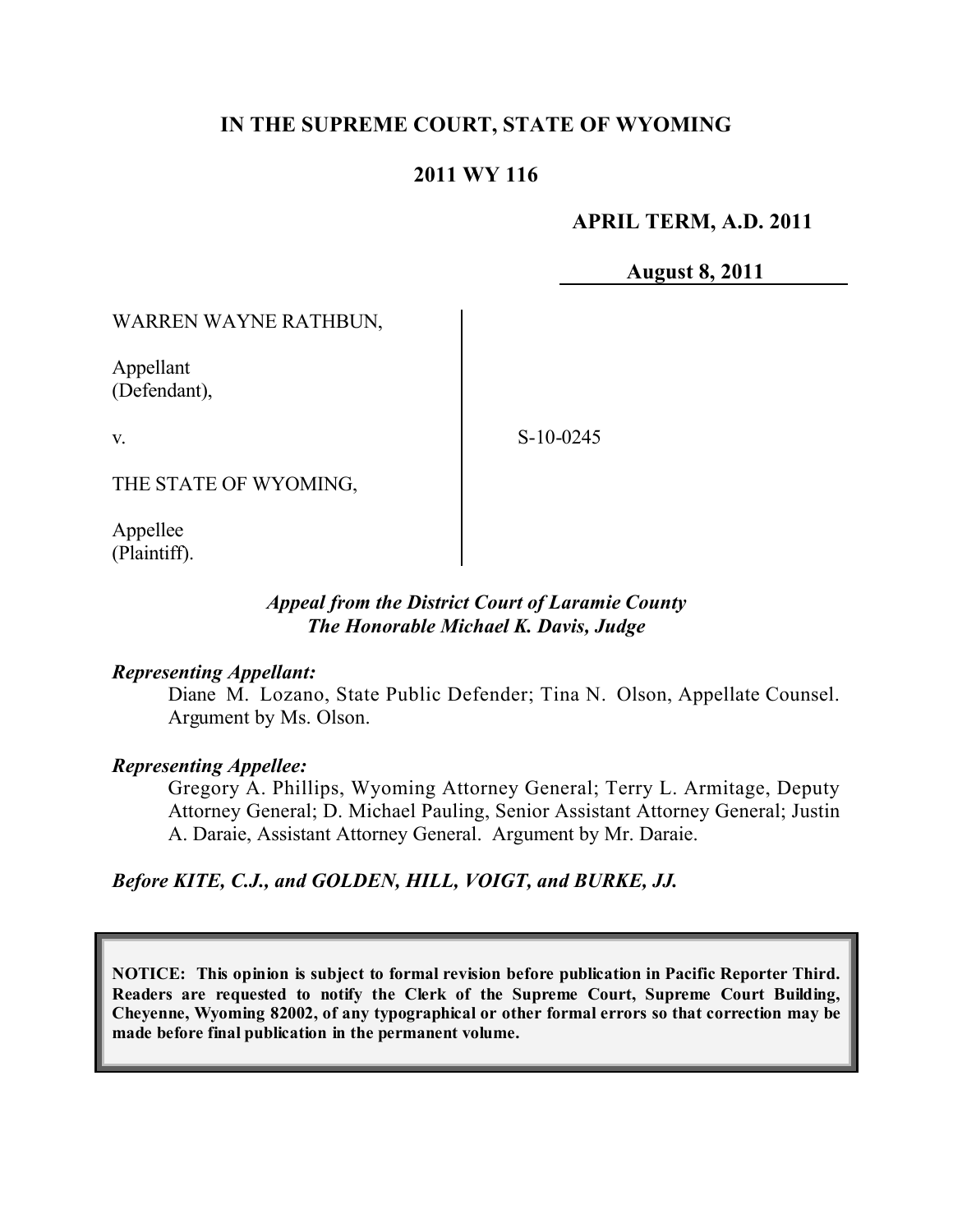# IN THE SUPREME COURT, STATE OF WYOMING

## 2011 WY 116

**APRIL TERM, A.D. 2011**

**August 8, 2011**

| | |
|---|---|
| WARREN WAYNE RATHBUN,<br><br>Appellant<br>(Defendant),<br><br>v.<br><br>THE STATE OF WYOMING,<br><br>Appellee<br>(Plaintiff). | S-10-0245 |

*Appeal from the District Court of Laramie County*
*The Honorable Michael K. Davis, Judge*

***Representing Appellant:***

Diane M. Lozano, State Public Defender; Tina N. Olson, Appellate Counsel. Argument by Ms. Olson.

***Representing Appellee:***

Gregory A. Phillips, Wyoming Attorney General; Terry L. Armitage, Deputy Attorney General; D. Michael Pauling, Senior Assistant Attorney General; Justin A. Daraie, Assistant Attorney General. Argument by Mr. Daraie.

***Before KITE, C.J., and GOLDEN, HILL, VOIGT, and BURKE, JJ.***

**NOTICE: This opinion is subject to formal revision before publication in Pacific Reporter Third. Readers are requested to notify the Clerk of the Supreme Court, Supreme Court Building, Cheyenne, Wyoming 82002, of any typographical or other formal errors so that correction may be made before final publication in the permanent volume.**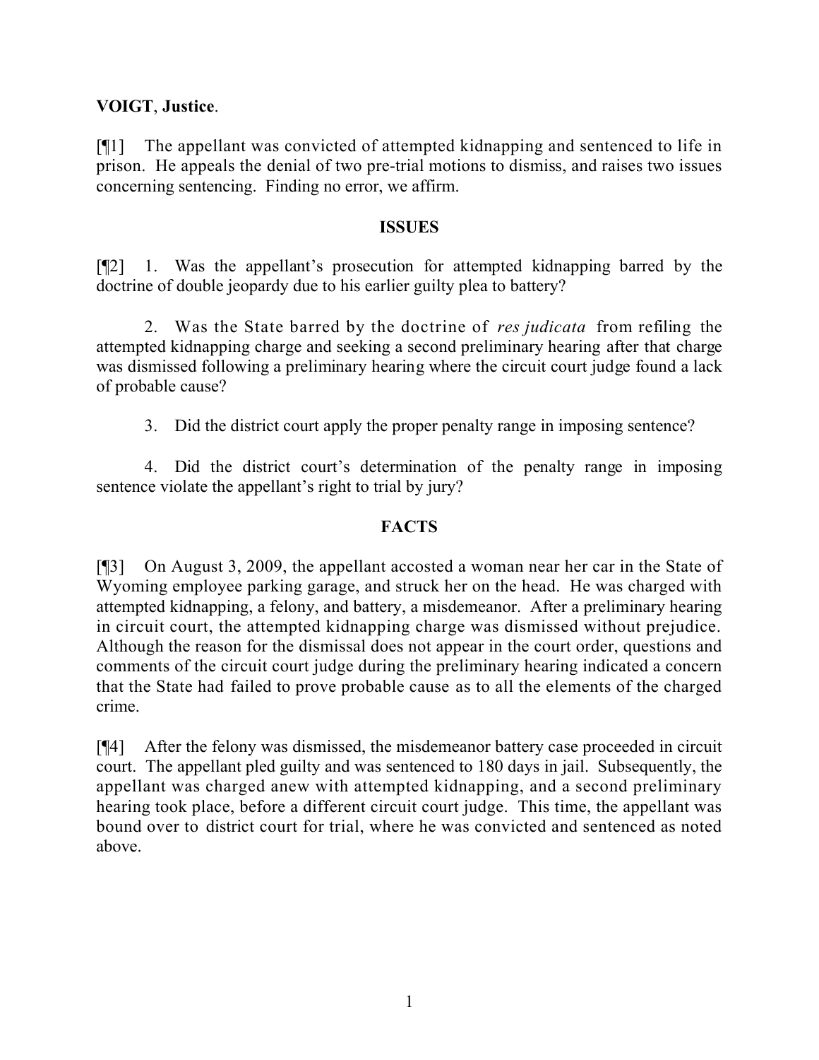**VOIGT**, **Justice**.

[¶1] The appellant was convicted of attempted kidnapping and sentenced to life in prison. He appeals the denial of two pre-trial motions to dismiss, and raises two issues concerning sentencing. Finding no error, we affirm.

## ISSUES

[¶2] 1. Was the appellant's prosecution for attempted kidnapping barred by the doctrine of double jeopardy due to his earlier guilty plea to battery?

2. Was the State barred by the doctrine of *res judicata* from refiling the attempted kidnapping charge and seeking a second preliminary hearing after that charge was dismissed following a preliminary hearing where the circuit court judge found a lack of probable cause?

3. Did the district court apply the proper penalty range in imposing sentence?

4. Did the district court's determination of the penalty range in imposing sentence violate the appellant's right to trial by jury?

## FACTS

[¶3] On August 3, 2009, the appellant accosted a woman near her car in the State of Wyoming employee parking garage, and struck her on the head. He was charged with attempted kidnapping, a felony, and battery, a misdemeanor. After a preliminary hearing in circuit court, the attempted kidnapping charge was dismissed without prejudice. Although the reason for the dismissal does not appear in the court order, questions and comments of the circuit court judge during the preliminary hearing indicated a concern that the State had failed to prove probable cause as to all the elements of the charged crime.

[¶4] After the felony was dismissed, the misdemeanor battery case proceeded in circuit court. The appellant pled guilty and was sentenced to 180 days in jail. Subsequently, the appellant was charged anew with attempted kidnapping, and a second preliminary hearing took place, before a different circuit court judge. This time, the appellant was bound over to district court for trial, where he was convicted and sentenced as noted above.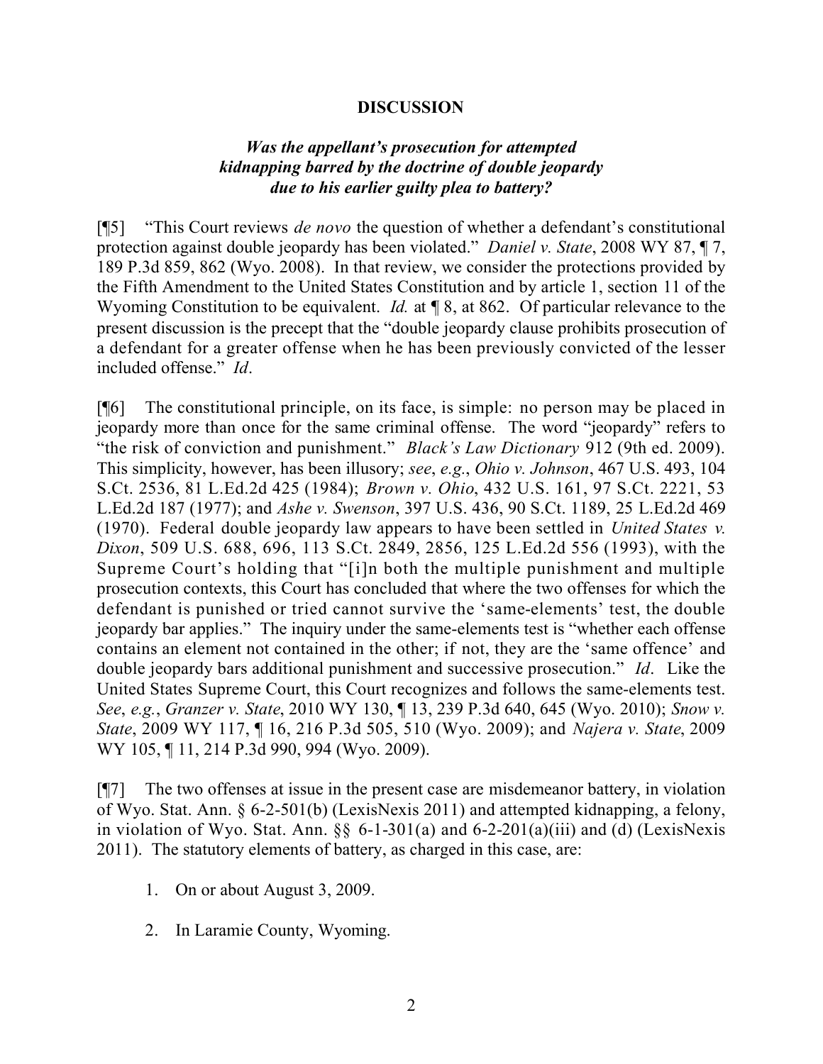## DISCUSSION

### *Was the appellant's prosecution for attempted kidnapping barred by the doctrine of double jeopardy due to his earlier guilty plea to battery?*

[¶5] "This Court reviews *de novo* the question of whether a defendant's constitutional protection against double jeopardy has been violated." *Daniel v. State*, 2008 WY 87, ¶ 7, 189 P.3d 859, 862 (Wyo. 2008). In that review, we consider the protections provided by the Fifth Amendment to the United States Constitution and by article 1, section 11 of the Wyoming Constitution to be equivalent. *Id.* at ¶ 8, at 862. Of particular relevance to the present discussion is the precept that the "double jeopardy clause prohibits prosecution of a defendant for a greater offense when he has been previously convicted of the lesser included offense." *Id*.

[¶6] The constitutional principle, on its face, is simple: no person may be placed in jeopardy more than once for the same criminal offense. The word "jeopardy" refers to "the risk of conviction and punishment." *Black's Law Dictionary* 912 (9th ed. 2009). This simplicity, however, has been illusory; *see*, *e.g.*, *Ohio v. Johnson*, 467 U.S. 493, 104 S.Ct. 2536, 81 L.Ed.2d 425 (1984); *Brown v. Ohio*, 432 U.S. 161, 97 S.Ct. 2221, 53 L.Ed.2d 187 (1977); and *Ashe v. Swenson*, 397 U.S. 436, 90 S.Ct. 1189, 25 L.Ed.2d 469 (1970). Federal double jeopardy law appears to have been settled in *United States v. Dixon*, 509 U.S. 688, 696, 113 S.Ct. 2849, 2856, 125 L.Ed.2d 556 (1993), with the Supreme Court's holding that "[i]n both the multiple punishment and multiple prosecution contexts, this Court has concluded that where the two offenses for which the defendant is punished or tried cannot survive the 'same-elements' test, the double jeopardy bar applies." The inquiry under the same-elements test is "whether each offense contains an element not contained in the other; if not, they are the 'same offence' and double jeopardy bars additional punishment and successive prosecution." *Id*. Like the United States Supreme Court, this Court recognizes and follows the same-elements test. *See*, *e.g.*, *Granzer v. State*, 2010 WY 130, ¶ 13, 239 P.3d 640, 645 (Wyo. 2010); *Snow v. State*, 2009 WY 117, ¶ 16, 216 P.3d 505, 510 (Wyo. 2009); and *Najera v. State*, 2009 WY 105, ¶ 11, 214 P.3d 990, 994 (Wyo. 2009).

[¶7] The two offenses at issue in the present case are misdemeanor battery, in violation of Wyo. Stat. Ann. § 6-2-501(b) (LexisNexis 2011) and attempted kidnapping, a felony, in violation of Wyo. Stat. Ann. §§ 6-1-301(a) and 6-2-201(a)(iii) and (d) (LexisNexis 2011). The statutory elements of battery, as charged in this case, are:

1. On or about August 3, 2009.
2. In Laramie County, Wyoming.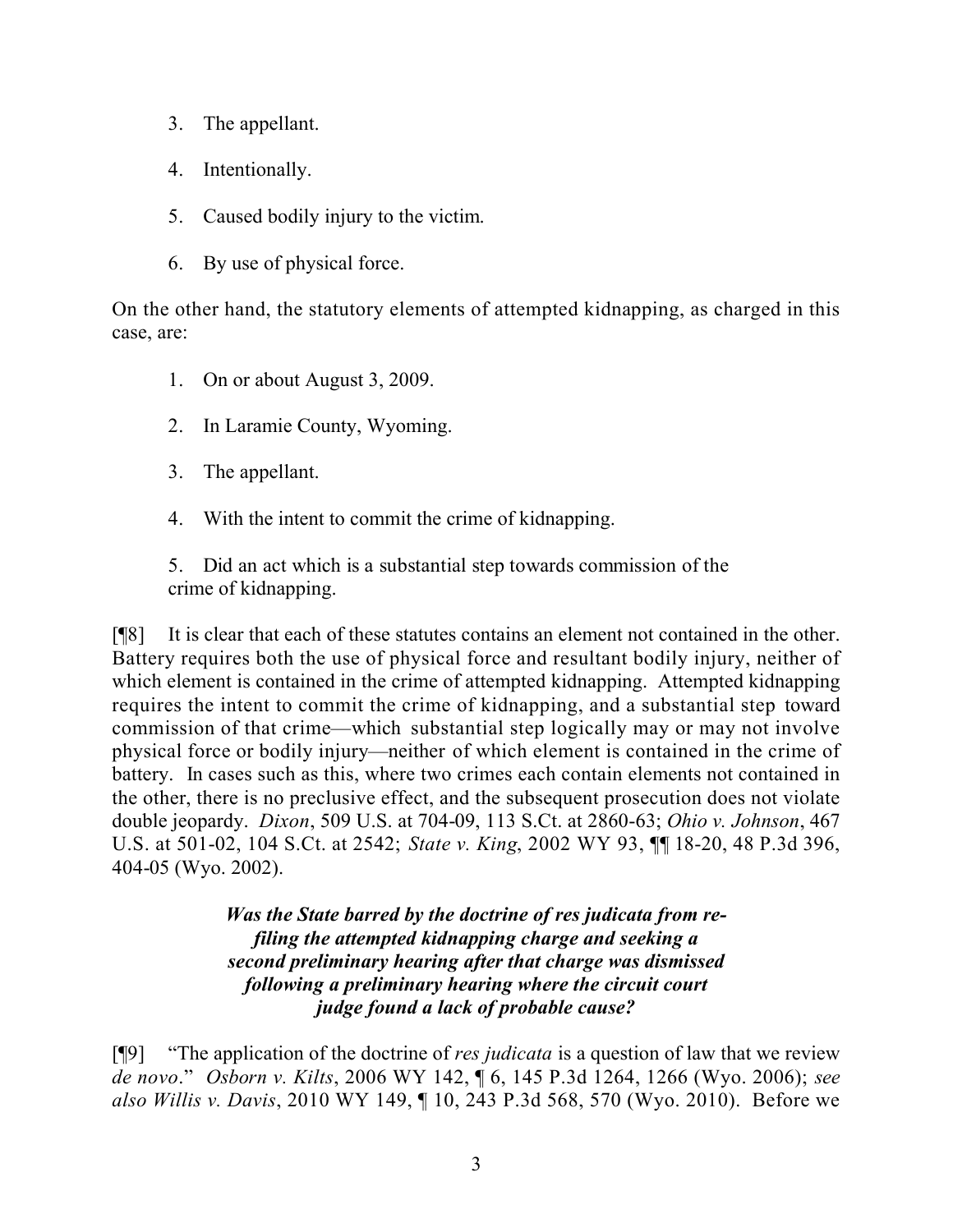3. The appellant.

4. Intentionally.

5. Caused bodily injury to the victim.

6. By use of physical force.

On the other hand, the statutory elements of attempted kidnapping, as charged in this case, are:

1. On or about August 3, 2009.

2. In Laramie County, Wyoming.

3. The appellant.

4. With the intent to commit the crime of kidnapping.

5. Did an act which is a substantial step towards commission of the crime of kidnapping.

[¶8] It is clear that each of these statutes contains an element not contained in the other. Battery requires both the use of physical force and resultant bodily injury, neither of which element is contained in the crime of attempted kidnapping. Attempted kidnapping requires the intent to commit the crime of kidnapping, and a substantial step toward commission of that crime—which substantial step logically may or may not involve physical force or bodily injury—neither of which element is contained in the crime of battery. In cases such as this, where two crimes each contain elements not contained in the other, there is no preclusive effect, and the subsequent prosecution does not violate double jeopardy. *Dixon*, 509 U.S. at 704-09, 113 S.Ct. at 2860-63; *Ohio v. Johnson*, 467 U.S. at 501-02, 104 S.Ct. at 2542; *State v. King*, 2002 WY 93, ¶¶ 18-20, 48 P.3d 396, 404-05 (Wyo. 2002).

***Was the State barred by the doctrine of res judicata from re-filing the attempted kidnapping charge and seeking a second preliminary hearing after that charge was dismissed following a preliminary hearing where the circuit court judge found a lack of probable cause?***

[¶9] "The application of the doctrine of *res judicata* is a question of law that we review *de novo*." *Osborn v. Kilts*, 2006 WY 142, ¶ 6, 145 P.3d 1264, 1266 (Wyo. 2006); *see also Willis v. Davis*, 2010 WY 149, ¶ 10, 243 P.3d 568, 570 (Wyo. 2010). Before we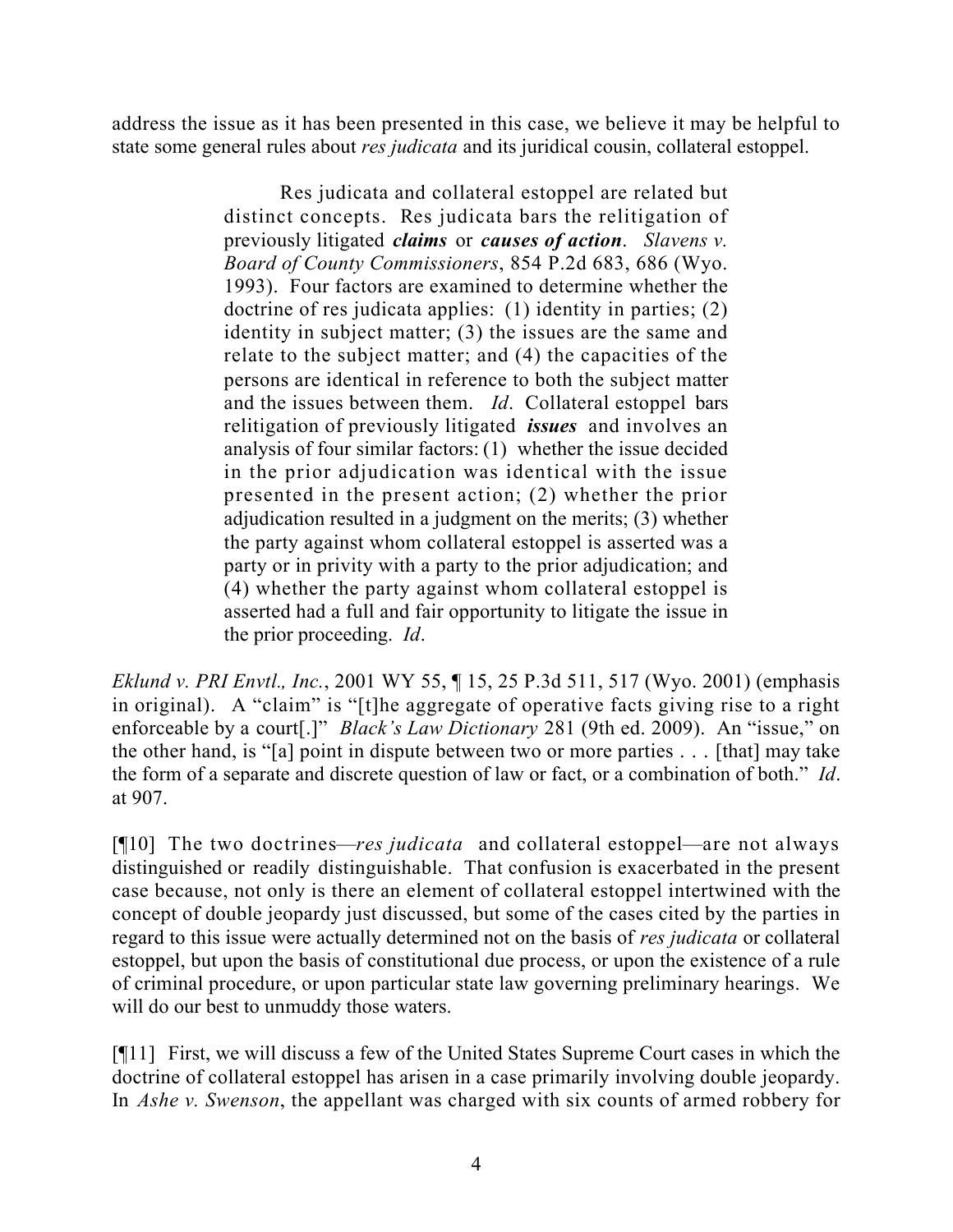address the issue as it has been presented in this case, we believe it may be helpful to state some general rules about *res judicata* and its juridical cousin, collateral estoppel.

> Res judicata and collateral estoppel are related but distinct concepts. Res judicata bars the relitigation of previously litigated ***claims*** or ***causes of action***. *Slavens v. Board of County Commissioners*, 854 P.2d 683, 686 (Wyo. 1993). Four factors are examined to determine whether the doctrine of res judicata applies: (1) identity in parties; (2) identity in subject matter; (3) the issues are the same and relate to the subject matter; and (4) the capacities of the persons are identical in reference to both the subject matter and the issues between them. *Id*. Collateral estoppel bars relitigation of previously litigated ***issues*** and involves an analysis of four similar factors: (1) whether the issue decided in the prior adjudication was identical with the issue presented in the present action; (2) whether the prior adjudication resulted in a judgment on the merits; (3) whether the party against whom collateral estoppel is asserted was a party or in privity with a party to the prior adjudication; and (4) whether the party against whom collateral estoppel is asserted had a full and fair opportunity to litigate the issue in the prior proceeding. *Id*.

*Eklund v. PRI Envtl., Inc.*, 2001 WY 55, ¶ 15, 25 P.3d 511, 517 (Wyo. 2001) (emphasis in original). A "claim" is "[t]he aggregate of operative facts giving rise to a right enforceable by a court[.]" *Black's Law Dictionary* 281 (9th ed. 2009). An "issue," on the other hand, is "[a] point in dispute between two or more parties . . . [that] may take the form of a separate and discrete question of law or fact, or a combination of both." *Id*. at 907.

[¶10] The two doctrines—*res judicata* and collateral estoppel—are not always distinguished or readily distinguishable. That confusion is exacerbated in the present case because, not only is there an element of collateral estoppel intertwined with the concept of double jeopardy just discussed, but some of the cases cited by the parties in regard to this issue were actually determined not on the basis of *res judicata* or collateral estoppel, but upon the basis of constitutional due process, or upon the existence of a rule of criminal procedure, or upon particular state law governing preliminary hearings. We will do our best to unmuddy those waters.

[¶11] First, we will discuss a few of the United States Supreme Court cases in which the doctrine of collateral estoppel has arisen in a case primarily involving double jeopardy. In *Ashe v. Swenson*, the appellant was charged with six counts of armed robbery for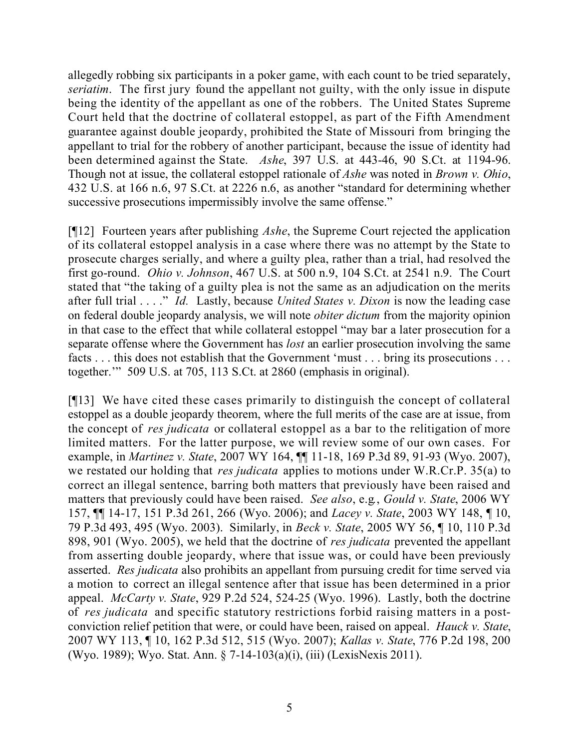allegedly robbing six participants in a poker game, with each count to be tried separately, *seriatim*. The first jury found the appellant not guilty, with the only issue in dispute being the identity of the appellant as one of the robbers. The United States Supreme Court held that the doctrine of collateral estoppel, as part of the Fifth Amendment guarantee against double jeopardy, prohibited the State of Missouri from bringing the appellant to trial for the robbery of another participant, because the issue of identity had been determined against the State. *Ashe*, 397 U.S. at 443-46, 90 S.Ct. at 1194-96. Though not at issue, the collateral estoppel rationale of *Ashe* was noted in *Brown v. Ohio*, 432 U.S. at 166 n.6, 97 S.Ct. at 2226 n.6, as another "standard for determining whether successive prosecutions impermissibly involve the same offense."

[¶12] Fourteen years after publishing *Ashe*, the Supreme Court rejected the application of its collateral estoppel analysis in a case where there was no attempt by the State to prosecute charges serially, and where a guilty plea, rather than a trial, had resolved the first go-round. *Ohio v. Johnson*, 467 U.S. at 500 n.9, 104 S.Ct. at 2541 n.9. The Court stated that "the taking of a guilty plea is not the same as an adjudication on the merits after full trial . . . ." *Id.* Lastly, because *United States v. Dixon* is now the leading case on federal double jeopardy analysis, we will note *obiter dictum* from the majority opinion in that case to the effect that while collateral estoppel "may bar a later prosecution for a separate offense where the Government has *lost* an earlier prosecution involving the same facts . . . this does not establish that the Government 'must . . . bring its prosecutions . . . together.'" 509 U.S. at 705, 113 S.Ct. at 2860 (emphasis in original).

[¶13] We have cited these cases primarily to distinguish the concept of collateral estoppel as a double jeopardy theorem, where the full merits of the case are at issue, from the concept of *res judicata* or collateral estoppel as a bar to the relitigation of more limited matters. For the latter purpose, we will review some of our own cases. For example, in *Martinez v. State*, 2007 WY 164, ¶¶ 11-18, 169 P.3d 89, 91-93 (Wyo. 2007), we restated our holding that *res judicata* applies to motions under W.R.Cr.P. 35(a) to correct an illegal sentence, barring both matters that previously have been raised and matters that previously could have been raised. *See also*, e.g., *Gould v. State*, 2006 WY 157, ¶¶ 14-17, 151 P.3d 261, 266 (Wyo. 2006); and *Lacey v. State*, 2003 WY 148, ¶ 10, 79 P.3d 493, 495 (Wyo. 2003). Similarly, in *Beck v. State*, 2005 WY 56, ¶ 10, 110 P.3d 898, 901 (Wyo. 2005), we held that the doctrine of *res judicata* prevented the appellant from asserting double jeopardy, where that issue was, or could have been previously asserted. *Res judicata* also prohibits an appellant from pursuing credit for time served via a motion to correct an illegal sentence after that issue has been determined in a prior appeal. *McCarty v. State*, 929 P.2d 524, 524-25 (Wyo. 1996). Lastly, both the doctrine of *res judicata* and specific statutory restrictions forbid raising matters in a post-conviction relief petition that were, or could have been, raised on appeal. *Hauck v. State*, 2007 WY 113, ¶ 10, 162 P.3d 512, 515 (Wyo. 2007); *Kallas v. State*, 776 P.2d 198, 200 (Wyo. 1989); Wyo. Stat. Ann. § 7-14-103(a)(i), (iii) (LexisNexis 2011).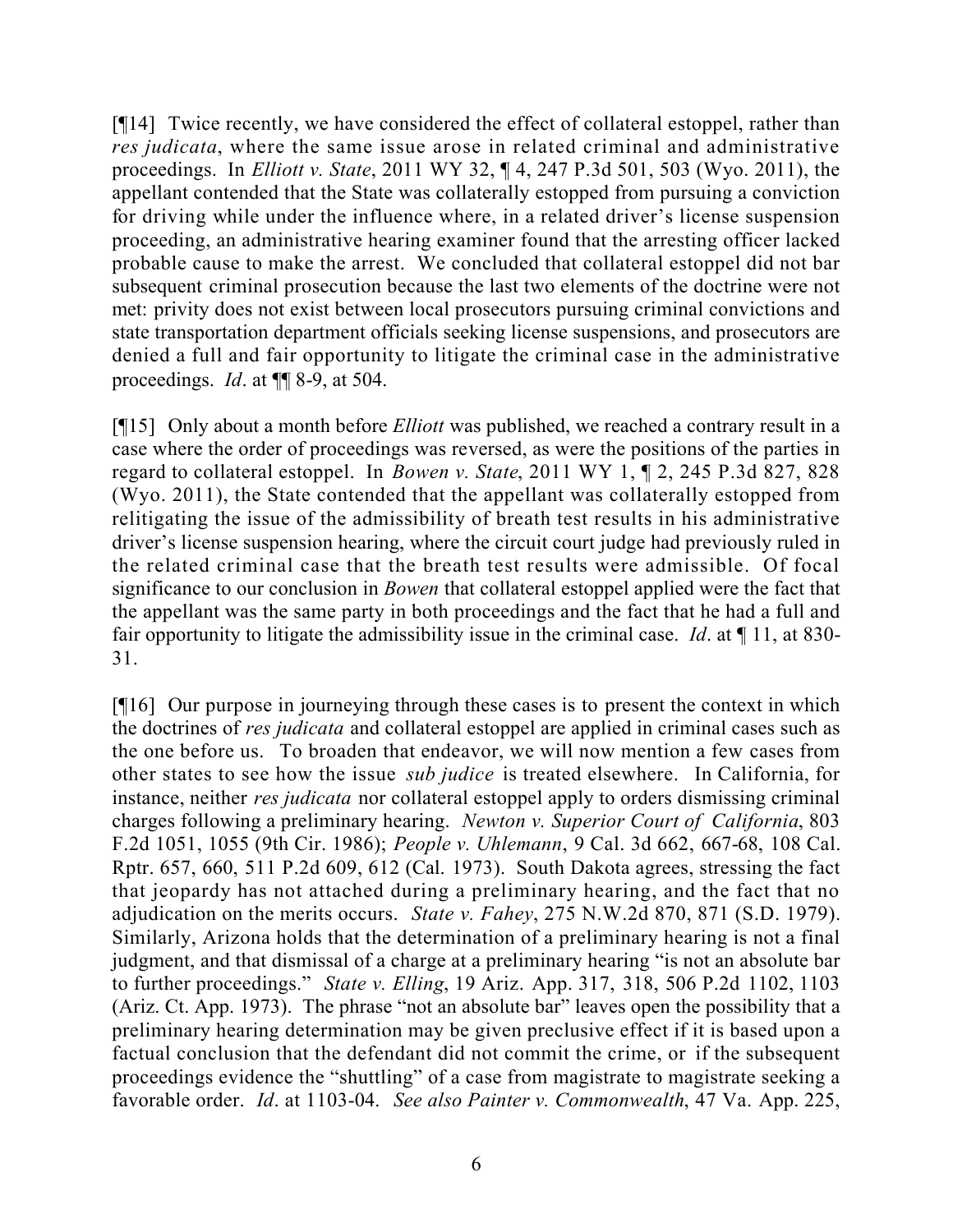[¶14] Twice recently, we have considered the effect of collateral estoppel, rather than *res judicata*, where the same issue arose in related criminal and administrative proceedings. In *Elliott v. State*, 2011 WY 32, ¶ 4, 247 P.3d 501, 503 (Wyo. 2011), the appellant contended that the State was collaterally estopped from pursuing a conviction for driving while under the influence where, in a related driver's license suspension proceeding, an administrative hearing examiner found that the arresting officer lacked probable cause to make the arrest. We concluded that collateral estoppel did not bar subsequent criminal prosecution because the last two elements of the doctrine were not met: privity does not exist between local prosecutors pursuing criminal convictions and state transportation department officials seeking license suspensions, and prosecutors are denied a full and fair opportunity to litigate the criminal case in the administrative proceedings. *Id*. at ¶¶ 8-9, at 504.

[¶15] Only about a month before *Elliott* was published, we reached a contrary result in a case where the order of proceedings was reversed, as were the positions of the parties in regard to collateral estoppel. In *Bowen v. State*, 2011 WY 1, ¶ 2, 245 P.3d 827, 828 (Wyo. 2011), the State contended that the appellant was collaterally estopped from relitigating the issue of the admissibility of breath test results in his administrative driver's license suspension hearing, where the circuit court judge had previously ruled in the related criminal case that the breath test results were admissible. Of focal significance to our conclusion in *Bowen* that collateral estoppel applied were the fact that the appellant was the same party in both proceedings and the fact that he had a full and fair opportunity to litigate the admissibility issue in the criminal case. *Id*. at ¶ 11, at 830-31.

[¶16] Our purpose in journeying through these cases is to present the context in which the doctrines of *res judicata* and collateral estoppel are applied in criminal cases such as the one before us. To broaden that endeavor, we will now mention a few cases from other states to see how the issue *sub judice* is treated elsewhere. In California, for instance, neither *res judicata* nor collateral estoppel apply to orders dismissing criminal charges following a preliminary hearing. *Newton v. Superior Court of California*, 803 F.2d 1051, 1055 (9th Cir. 1986); *People v. Uhlemann*, 9 Cal. 3d 662, 667-68, 108 Cal. Rptr. 657, 660, 511 P.2d 609, 612 (Cal. 1973). South Dakota agrees, stressing the fact that jeopardy has not attached during a preliminary hearing, and the fact that no adjudication on the merits occurs. *State v. Fahey*, 275 N.W.2d 870, 871 (S.D. 1979). Similarly, Arizona holds that the determination of a preliminary hearing is not a final judgment, and that dismissal of a charge at a preliminary hearing "is not an absolute bar to further proceedings." *State v. Elling*, 19 Ariz. App. 317, 318, 506 P.2d 1102, 1103 (Ariz. Ct. App. 1973). The phrase "not an absolute bar" leaves open the possibility that a preliminary hearing determination may be given preclusive effect if it is based upon a factual conclusion that the defendant did not commit the crime, or if the subsequent proceedings evidence the "shuttling" of a case from magistrate to magistrate seeking a favorable order. *Id*. at 1103-04. *See also Painter v. Commonwealth*, 47 Va. App. 225,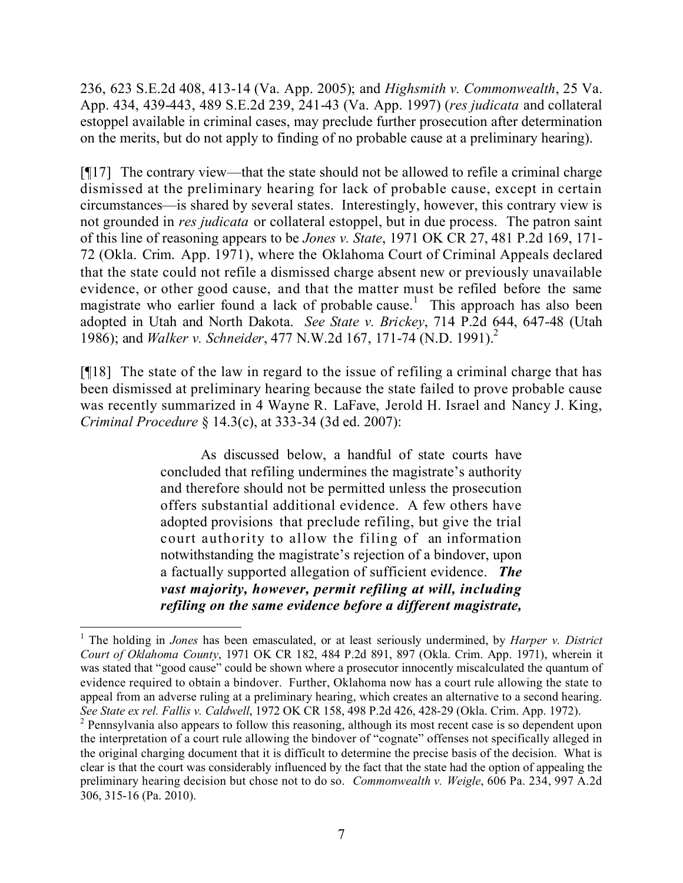236, 623 S.E.2d 408, 413-14 (Va. App. 2005); and *Highsmith v. Commonwealth*, 25 Va. App. 434, 439-443, 489 S.E.2d 239, 241-43 (Va. App. 1997) (*res judicata* and collateral estoppel available in criminal cases, may preclude further prosecution after determination on the merits, but do not apply to finding of no probable cause at a preliminary hearing).

[¶17] The contrary view—that the state should not be allowed to refile a criminal charge dismissed at the preliminary hearing for lack of probable cause, except in certain circumstances—is shared by several states. Interestingly, however, this contrary view is not grounded in *res judicata* or collateral estoppel, but in due process. The patron saint of this line of reasoning appears to be *Jones v. State*, 1971 OK CR 27, 481 P.2d 169, 171-72 (Okla. Crim. App. 1971), where the Oklahoma Court of Criminal Appeals declared that the state could not refile a dismissed charge absent new or previously unavailable evidence, or other good cause, and that the matter must be refiled before the same magistrate who earlier found a lack of probable cause.[1] This approach has also been adopted in Utah and North Dakota. *See State v. Brickey*, 714 P.2d 644, 647-48 (Utah 1986); and *Walker v. Schneider*, 477 N.W.2d 167, 171-74 (N.D. 1991).[2]

[¶18] The state of the law in regard to the issue of refiling a criminal charge that has been dismissed at preliminary hearing because the state failed to prove probable cause was recently summarized in 4 Wayne R. LaFave, Jerold H. Israel and Nancy J. King, *Criminal Procedure* § 14.3(c), at 333-34 (3d ed. 2007):

> As discussed below, a handful of state courts have concluded that refiling undermines the magistrate's authority and therefore should not be permitted unless the prosecution offers substantial additional evidence. A few others have adopted provisions that preclude refiling, but give the trial court authority to allow the filing of an information notwithstanding the magistrate's rejection of a bindover, upon a factually supported allegation of sufficient evidence. ***The vast majority, however, permit refiling at will, including refiling on the same evidence before a different magistrate,***

---

[1] The holding in *Jones* has been emasculated, or at least seriously undermined, by *Harper v. District Court of Oklahoma County*, 1971 OK CR 182, 484 P.2d 891, 897 (Okla. Crim. App. 1971), wherein it was stated that "good cause" could be shown where a prosecutor innocently miscalculated the quantum of evidence required to obtain a bindover. Further, Oklahoma now has a court rule allowing the state to appeal from an adverse ruling at a preliminary hearing, which creates an alternative to a second hearing. *See State ex rel. Fallis v. Caldwell*, 1972 OK CR 158, 498 P.2d 426, 428-29 (Okla. Crim. App. 1972).

[2] Pennsylvania also appears to follow this reasoning, although its most recent case is so dependent upon the interpretation of a court rule allowing the bindover of "cognate" offenses not specifically alleged in the original charging document that it is difficult to determine the precise basis of the decision. What is clear is that the court was considerably influenced by the fact that the state had the option of appealing the preliminary hearing decision but chose not to do so. *Commonwealth v. Weigle*, 606 Pa. 234, 997 A.2d 306, 315-16 (Pa. 2010).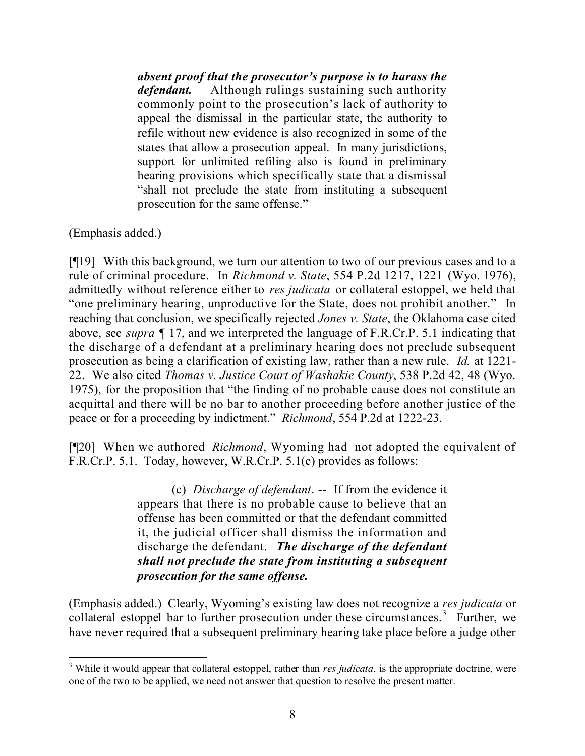> ***absent proof that the prosecutor's purpose is to harass the defendant.*** Although rulings sustaining such authority commonly point to the prosecution's lack of authority to appeal the dismissal in the particular state, the authority to refile without new evidence is also recognized in some of the states that allow a prosecution appeal. In many jurisdictions, support for unlimited refiling also is found in preliminary hearing provisions which specifically state that a dismissal "shall not preclude the state from instituting a subsequent prosecution for the same offense."

(Emphasis added.)

[¶19] With this background, we turn our attention to two of our previous cases and to a rule of criminal procedure. In *Richmond v. State*, 554 P.2d 1217, 1221 (Wyo. 1976), admittedly without reference either to *res judicata* or collateral estoppel, we held that "one preliminary hearing, unproductive for the State, does not prohibit another." In reaching that conclusion, we specifically rejected *Jones v. State*, the Oklahoma case cited above, see *supra* ¶ 17, and we interpreted the language of F.R.Cr.P. 5.1 indicating that the discharge of a defendant at a preliminary hearing does not preclude subsequent prosecution as being a clarification of existing law, rather than a new rule. *Id.* at 1221-22. We also cited *Thomas v. Justice Court of Washakie County*, 538 P.2d 42, 48 (Wyo. 1975), for the proposition that "the finding of no probable cause does not constitute an acquittal and there will be no bar to another proceeding before another justice of the peace or for a proceeding by indictment." *Richmond*, 554 P.2d at 1222-23.

[¶20] When we authored *Richmond*, Wyoming had not adopted the equivalent of F.R.Cr.P. 5.1. Today, however, W.R.Cr.P. 5.1(c) provides as follows:

> (c) *Discharge of defendant*. -- If from the evidence it appears that there is no probable cause to believe that an offense has been committed or that the defendant committed it, the judicial officer shall dismiss the information and discharge the defendant. ***The discharge of the defendant shall not preclude the state from instituting a subsequent prosecution for the same offense.***

(Emphasis added.) Clearly, Wyoming's existing law does not recognize a *res judicata* or collateral estoppel bar to further prosecution under these circumstances.[3] Further, we have never required that a subsequent preliminary hearing take place before a judge other

[3] While it would appear that collateral estoppel, rather than *res judicata*, is the appropriate doctrine, were one of the two to be applied, we need not answer that question to resolve the present matter.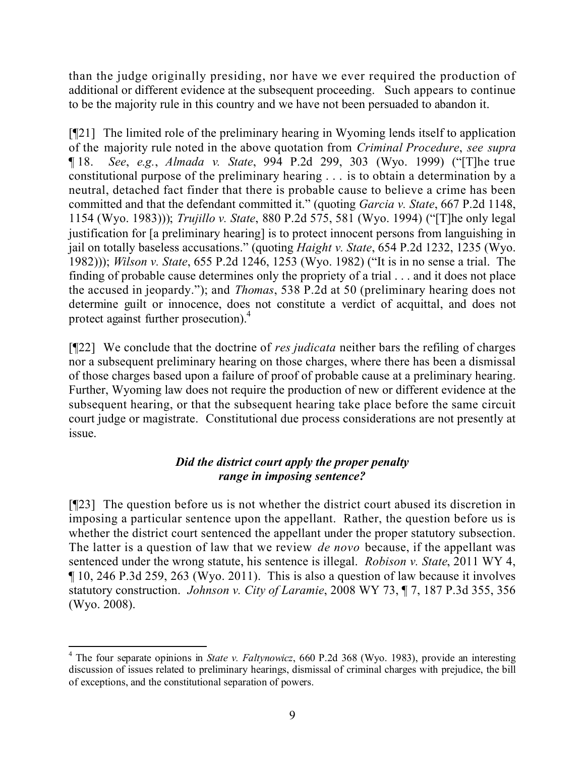than the judge originally presiding, nor have we ever required the production of additional or different evidence at the subsequent proceeding. Such appears to continue to be the majority rule in this country and we have not been persuaded to abandon it.

[¶21] The limited role of the preliminary hearing in Wyoming lends itself to application of the majority rule noted in the above quotation from *Criminal Procedure*, *see supra* ¶ 18. *See*, *e.g.*, *Almada v. State*, 994 P.2d 299, 303 (Wyo. 1999) ("[T]he true constitutional purpose of the preliminary hearing . . . is to obtain a determination by a neutral, detached fact finder that there is probable cause to believe a crime has been committed and that the defendant committed it." (quoting *Garcia v. State*, 667 P.2d 1148, 1154 (Wyo. 1983))); *Trujillo v. State*, 880 P.2d 575, 581 (Wyo. 1994) ("[T]he only legal justification for [a preliminary hearing] is to protect innocent persons from languishing in jail on totally baseless accusations." (quoting *Haight v. State*, 654 P.2d 1232, 1235 (Wyo. 1982))); *Wilson v. State*, 655 P.2d 1246, 1253 (Wyo. 1982) ("It is in no sense a trial. The finding of probable cause determines only the propriety of a trial . . . and it does not place the accused in jeopardy."); and *Thomas*, 538 P.2d at 50 (preliminary hearing does not determine guilt or innocence, does not constitute a verdict of acquittal, and does not protect against further prosecution).[4]

[¶22] We conclude that the doctrine of *res judicata* neither bars the refiling of charges nor a subsequent preliminary hearing on those charges, where there has been a dismissal of those charges based upon a failure of proof of probable cause at a preliminary hearing. Further, Wyoming law does not require the production of new or different evidence at the subsequent hearing, or that the subsequent hearing take place before the same circuit court judge or magistrate. Constitutional due process considerations are not presently at issue.

### *Did the district court apply the proper penalty range in imposing sentence?*

[¶23] The question before us is not whether the district court abused its discretion in imposing a particular sentence upon the appellant. Rather, the question before us is whether the district court sentenced the appellant under the proper statutory subsection. The latter is a question of law that we review *de novo* because, if the appellant was sentenced under the wrong statute, his sentence is illegal. *Robison v. State*, 2011 WY 4, ¶ 10, 246 P.3d 259, 263 (Wyo. 2011). This is also a question of law because it involves statutory construction. *Johnson v. City of Laramie*, 2008 WY 73, ¶ 7, 187 P.3d 355, 356 (Wyo. 2008).

---

[4] The four separate opinions in *State v. Faltynowicz*, 660 P.2d 368 (Wyo. 1983), provide an interesting discussion of issues related to preliminary hearings, dismissal of criminal charges with prejudice, the bill of exceptions, and the constitutional separation of powers.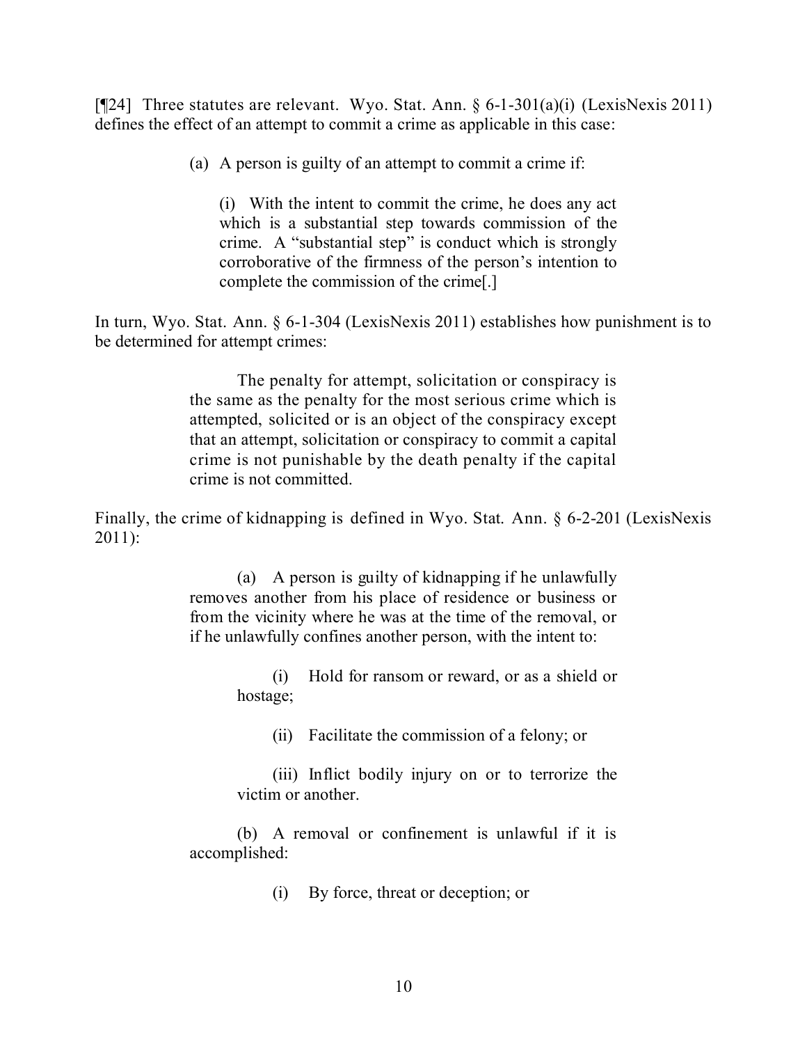[¶24] Three statutes are relevant. Wyo. Stat. Ann. § 6-1-301(a)(i) (LexisNexis 2011) defines the effect of an attempt to commit a crime as applicable in this case:

> (a) A person is guilty of an attempt to commit a crime if:
>
> > (i) With the intent to commit the crime, he does any act which is a substantial step towards commission of the crime. A "substantial step" is conduct which is strongly corroborative of the firmness of the person's intention to complete the commission of the crime[.]

In turn, Wyo. Stat. Ann. § 6-1-304 (LexisNexis 2011) establishes how punishment is to be determined for attempt crimes:

> The penalty for attempt, solicitation or conspiracy is the same as the penalty for the most serious crime which is attempted, solicited or is an object of the conspiracy except that an attempt, solicitation or conspiracy to commit a capital crime is not punishable by the death penalty if the capital crime is not committed.

Finally, the crime of kidnapping is defined in Wyo. Stat. Ann. § 6-2-201 (LexisNexis 2011):

> (a) A person is guilty of kidnapping if he unlawfully removes another from his place of residence or business or from the vicinity where he was at the time of the removal, or if he unlawfully confines another person, with the intent to:
>
> > (i) Hold for ransom or reward, or as a shield or hostage;
> >
> > (ii) Facilitate the commission of a felony; or
> >
> > (iii) Inflict bodily injury on or to terrorize the victim or another.
>
> (b) A removal or confinement is unlawful if it is accomplished:
>
> > (i) By force, threat or deception; or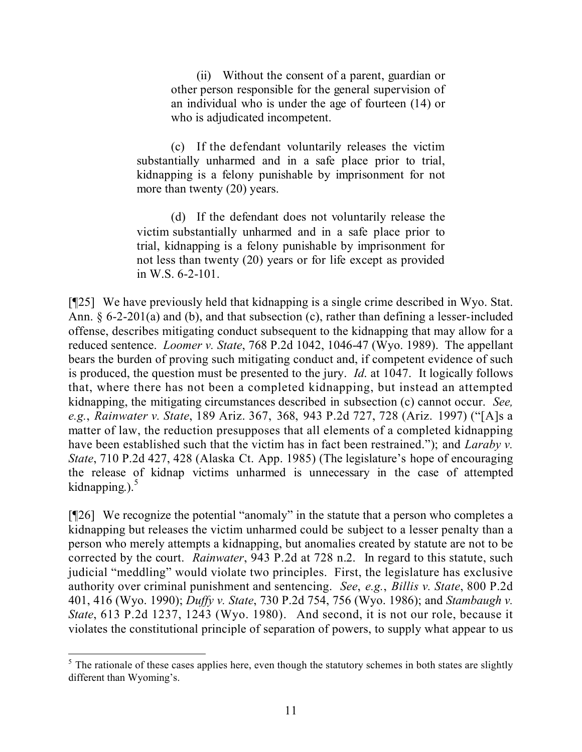> (ii) Without the consent of a parent, guardian or other person responsible for the general supervision of an individual who is under the age of fourteen (14) or who is adjudicated incompetent.
>
> (c) If the defendant voluntarily releases the victim substantially unharmed and in a safe place prior to trial, kidnapping is a felony punishable by imprisonment for not more than twenty (20) years.
>
> (d) If the defendant does not voluntarily release the victim substantially unharmed and in a safe place prior to trial, kidnapping is a felony punishable by imprisonment for not less than twenty (20) years or for life except as provided in W.S. 6-2-101.

[¶25] We have previously held that kidnapping is a single crime described in Wyo. Stat. Ann. § 6-2-201(a) and (b), and that subsection (c), rather than defining a lesser-included offense, describes mitigating conduct subsequent to the kidnapping that may allow for a reduced sentence. *Loomer v. State*, 768 P.2d 1042, 1046-47 (Wyo. 1989). The appellant bears the burden of proving such mitigating conduct and, if competent evidence of such is produced, the question must be presented to the jury. *Id.* at 1047. It logically follows that, where there has not been a completed kidnapping, but instead an attempted kidnapping, the mitigating circumstances described in subsection (c) cannot occur. *See, e.g.*, *Rainwater v. State*, 189 Ariz. 367, 368, 943 P.2d 727, 728 (Ariz. 1997) ("[A]s a matter of law, the reduction presupposes that all elements of a completed kidnapping have been established such that the victim has in fact been restrained."); and *Laraby v. State*, 710 P.2d 427, 428 (Alaska Ct. App. 1985) (The legislature's hope of encouraging the release of kidnap victims unharmed is unnecessary in the case of attempted kidnapping.).[5]

[¶26] We recognize the potential "anomaly" in the statute that a person who completes a kidnapping but releases the victim unharmed could be subject to a lesser penalty than a person who merely attempts a kidnapping, but anomalies created by statute are not to be corrected by the court. *Rainwater*, 943 P.2d at 728 n.2. In regard to this statute, such judicial "meddling" would violate two principles. First, the legislature has exclusive authority over criminal punishment and sentencing. *See*, *e.g.*, *Billis v. State*, 800 P.2d 401, 416 (Wyo. 1990); *Duffy v. State*, 730 P.2d 754, 756 (Wyo. 1986); and *Stambaugh v. State*, 613 P.2d 1237, 1243 (Wyo. 1980). And second, it is not our role, because it violates the constitutional principle of separation of powers, to supply what appear to us

---

[5] The rationale of these cases applies here, even though the statutory schemes in both states are slightly different than Wyoming's.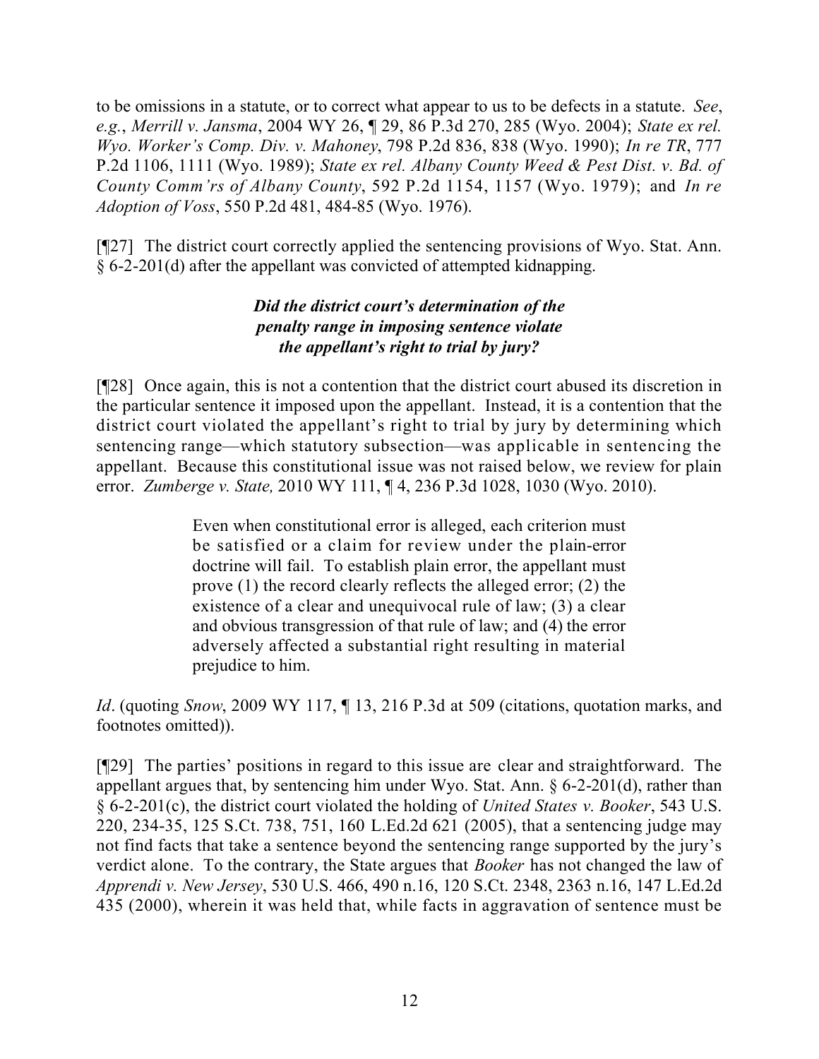to be omissions in a statute, or to correct what appear to us to be defects in a statute. *See*, *e.g.*, *Merrill v. Jansma*, 2004 WY 26, ¶ 29, 86 P.3d 270, 285 (Wyo. 2004); *State ex rel. Wyo. Worker's Comp. Div. v. Mahoney*, 798 P.2d 836, 838 (Wyo. 1990); *In re TR*, 777 P.2d 1106, 1111 (Wyo. 1989); *State ex rel. Albany County Weed & Pest Dist. v. Bd. of County Comm'rs of Albany County*, 592 P.2d 1154, 1157 (Wyo. 1979); and *In re Adoption of Voss*, 550 P.2d 481, 484-85 (Wyo. 1976).

[¶27] The district court correctly applied the sentencing provisions of Wyo. Stat. Ann. § 6-2-201(d) after the appellant was convicted of attempted kidnapping.

***Did the district court's determination of the penalty range in imposing sentence violate the appellant's right to trial by jury?***

[¶28] Once again, this is not a contention that the district court abused its discretion in the particular sentence it imposed upon the appellant. Instead, it is a contention that the district court violated the appellant's right to trial by jury by determining which sentencing range—which statutory subsection—was applicable in sentencing the appellant. Because this constitutional issue was not raised below, we review for plain error. *Zumberge v. State,* 2010 WY 111, ¶ 4, 236 P.3d 1028, 1030 (Wyo. 2010).

> Even when constitutional error is alleged, each criterion must be satisfied or a claim for review under the plain-error doctrine will fail. To establish plain error, the appellant must prove (1) the record clearly reflects the alleged error; (2) the existence of a clear and unequivocal rule of law; (3) a clear and obvious transgression of that rule of law; and (4) the error adversely affected a substantial right resulting in material prejudice to him.

*Id*. (quoting *Snow*, 2009 WY 117, ¶ 13, 216 P.3d at 509 (citations, quotation marks, and footnotes omitted)).

[¶29] The parties' positions in regard to this issue are clear and straightforward. The appellant argues that, by sentencing him under Wyo. Stat. Ann. § 6-2-201(d), rather than § 6-2-201(c), the district court violated the holding of *United States v. Booker*, 543 U.S. 220, 234-35, 125 S.Ct. 738, 751, 160 L.Ed.2d 621 (2005), that a sentencing judge may not find facts that take a sentence beyond the sentencing range supported by the jury's verdict alone. To the contrary, the State argues that *Booker* has not changed the law of *Apprendi v. New Jersey*, 530 U.S. 466, 490 n.16, 120 S.Ct. 2348, 2363 n.16, 147 L.Ed.2d 435 (2000), wherein it was held that, while facts in aggravation of sentence must be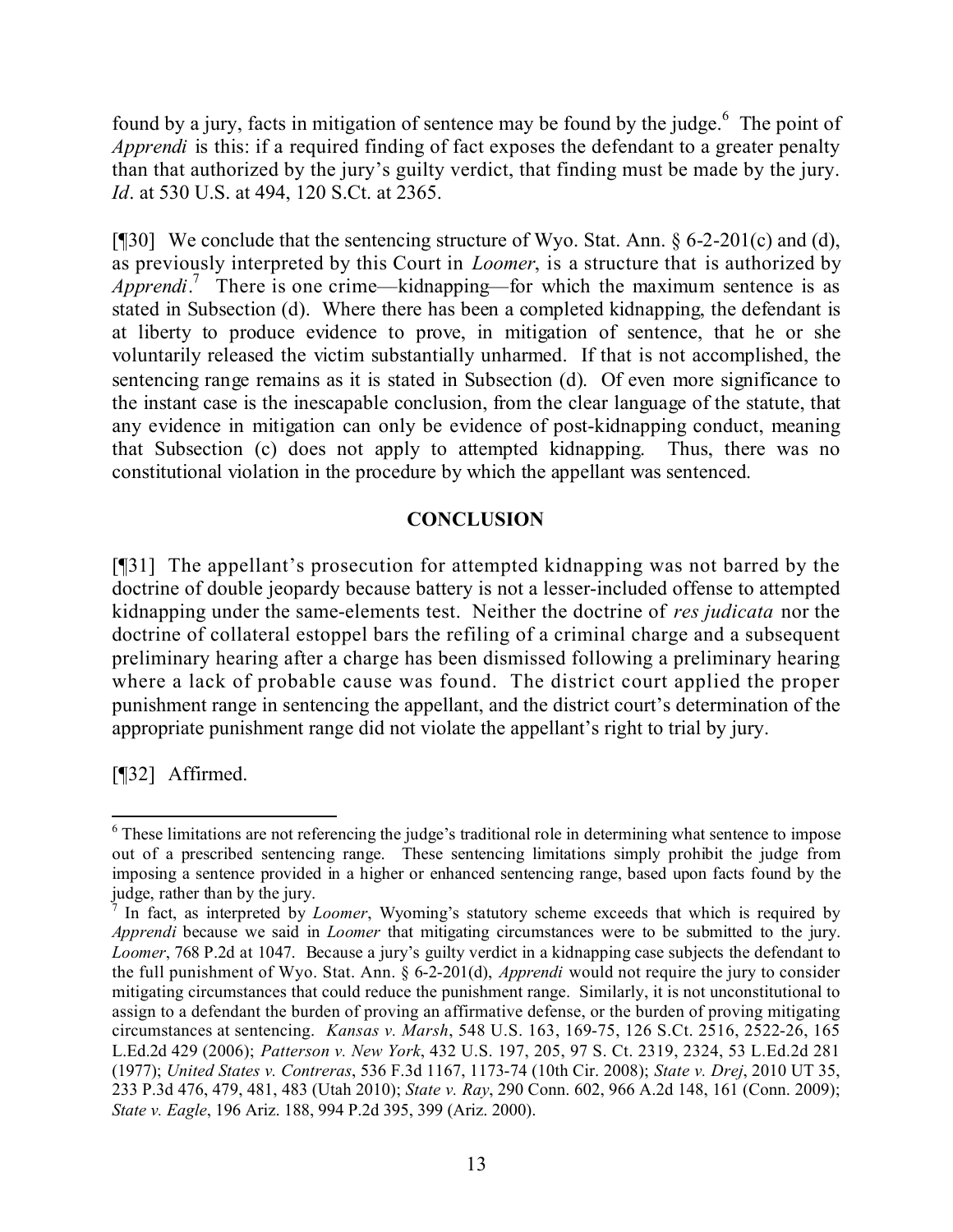found by a jury, facts in mitigation of sentence may be found by the judge.[6] The point of *Apprendi* is this: if a required finding of fact exposes the defendant to a greater penalty than that authorized by the jury's guilty verdict, that finding must be made by the jury. *Id*. at 530 U.S. at 494, 120 S.Ct. at 2365.

[¶30] We conclude that the sentencing structure of Wyo. Stat. Ann. § 6-2-201(c) and (d), as previously interpreted by this Court in *Loomer*, is a structure that is authorized by *Apprendi*.[7] There is one crime—kidnapping—for which the maximum sentence is as stated in Subsection (d). Where there has been a completed kidnapping, the defendant is at liberty to produce evidence to prove, in mitigation of sentence, that he or she voluntarily released the victim substantially unharmed. If that is not accomplished, the sentencing range remains as it is stated in Subsection (d). Of even more significance to the instant case is the inescapable conclusion, from the clear language of the statute, that any evidence in mitigation can only be evidence of post-kidnapping conduct, meaning that Subsection (c) does not apply to attempted kidnapping. Thus, there was no constitutional violation in the procedure by which the appellant was sentenced.

## CONCLUSION

[¶31] The appellant's prosecution for attempted kidnapping was not barred by the doctrine of double jeopardy because battery is not a lesser-included offense to attempted kidnapping under the same-elements test. Neither the doctrine of *res judicata* nor the doctrine of collateral estoppel bars the refiling of a criminal charge and a subsequent preliminary hearing after a charge has been dismissed following a preliminary hearing where a lack of probable cause was found. The district court applied the proper punishment range in sentencing the appellant, and the district court's determination of the appropriate punishment range did not violate the appellant's right to trial by jury.

[¶32] Affirmed.

---

[6] These limitations are not referencing the judge's traditional role in determining what sentence to impose out of a prescribed sentencing range. These sentencing limitations simply prohibit the judge from imposing a sentence provided in a higher or enhanced sentencing range, based upon facts found by the judge, rather than by the jury.

[7] In fact, as interpreted by *Loomer*, Wyoming's statutory scheme exceeds that which is required by *Apprendi* because we said in *Loomer* that mitigating circumstances were to be submitted to the jury. *Loomer*, 768 P.2d at 1047. Because a jury's guilty verdict in a kidnapping case subjects the defendant to the full punishment of Wyo. Stat. Ann. § 6-2-201(d), *Apprendi* would not require the jury to consider mitigating circumstances that could reduce the punishment range. Similarly, it is not unconstitutional to assign to a defendant the burden of proving an affirmative defense, or the burden of proving mitigating circumstances at sentencing. *Kansas v. Marsh*, 548 U.S. 163, 169-75, 126 S.Ct. 2516, 2522-26, 165 L.Ed.2d 429 (2006); *Patterson v. New York*, 432 U.S. 197, 205, 97 S. Ct. 2319, 2324, 53 L.Ed.2d 281 (1977); *United States v. Contreras*, 536 F.3d 1167, 1173-74 (10th Cir. 2008); *State v. Drej*, 2010 UT 35, 233 P.3d 476, 479, 481, 483 (Utah 2010); *State v. Ray*, 290 Conn. 602, 966 A.2d 148, 161 (Conn. 2009); *State v. Eagle*, 196 Ariz. 188, 994 P.2d 395, 399 (Ariz. 2000).